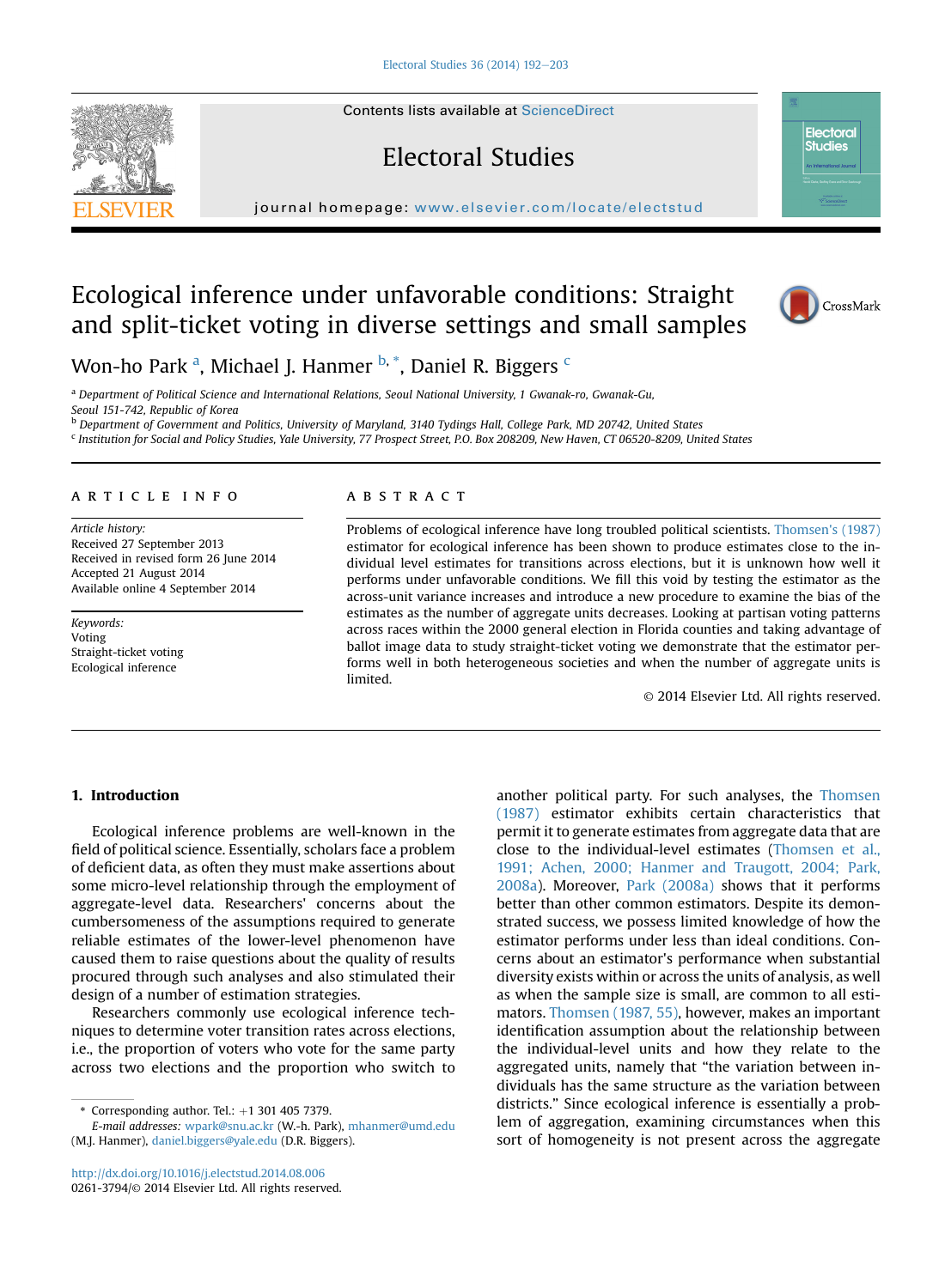# Ecological inference under unfavorable conditions: Straight and split-ticket voting in diverse settings and small samples

Won-ho Park [a], Michael J. Hanmer [b,*], Daniel R. Biggers [c]

[a] Department of Political Science and International Relations, Seoul National University, 1 Gwanak-ro, Gwanak-Gu, Seoul 151-742, Republic of Korea

[b] Department of Government and Politics, University of Maryland, 3140 Tydings Hall, College Park, MD 20742, United States

[c] Institution for Social and Policy Studies, Yale University, 77 Prospect Street, P.O. Box 208209, New Haven, CT 06520-8209, United States

## ARTICLE INFO

*Article history:*
Received 27 September 2013
Received in revised form 26 June 2014
Accepted 21 August 2014
Available online 4 September 2014

*Keywords:*
Voting
Straight-ticket voting
Ecological inference

## ABSTRACT

Problems of ecological inference have long troubled political scientists. Thomsen's (1987) estimator for ecological inference has been shown to produce estimates close to the individual level estimates for transitions across elections, but it is unknown how well it performs under unfavorable conditions. We fill this void by testing the estimator as the across-unit variance increases and introduce a new procedure to examine the bias of the estimates as the number of aggregate units decreases. Looking at partisan voting patterns across races within the 2000 general election in Florida counties and taking advantage of ballot image data to study straight-ticket voting we demonstrate that the estimator performs well in both heterogeneous societies and when the number of aggregate units is limited.

© 2014 Elsevier Ltd. All rights reserved.

## 1. Introduction

Ecological inference problems are well-known in the field of political science. Essentially, scholars face a problem of deficient data, as often they must make assertions about some micro-level relationship through the employment of aggregate-level data. Researchers' concerns about the cumbersomeness of the assumptions required to generate reliable estimates of the lower-level phenomenon have caused them to raise questions about the quality of results procured through such analyses and also stimulated their design of a number of estimation strategies.

Researchers commonly use ecological inference techniques to determine voter transition rates across elections, i.e., the proportion of voters who vote for the same party across two elections and the proportion who switch to another political party. For such analyses, the Thomsen (1987) estimator exhibits certain characteristics that permit it to generate estimates from aggregate data that are close to the individual-level estimates (Thomsen et al., 1991; Achen, 2000; Hanmer and Traugott, 2004; Park, 2008a). Moreover, Park (2008a) shows that it performs better than other common estimators. Despite its demonstrated success, we possess limited knowledge of how the estimator performs under less than ideal conditions. Concerns about an estimator's performance when substantial diversity exists within or across the units of analysis, as well as when the sample size is small, are common to all estimators. Thomsen (1987, 55), however, makes an important identification assumption about the relationship between the individual-level units and how they relate to the aggregated units, namely that "the variation between individuals has the same structure as the variation between districts." Since ecological inference is essentially a problem of aggregation, examining circumstances when this sort of homogeneity is not present across the aggregate

\* Corresponding author. Tel.: +1 301 405 7379.
*E-mail addresses:* wpark@snu.ac.kr (W.-h. Park), mhanmer@umd.edu (M.J. Hanmer), daniel.biggers@yale.edu (D.R. Biggers).

http://dx.doi.org/10.1016/j.electstud.2014.08.006
0261-3794/© 2014 Elsevier Ltd. All rights reserved.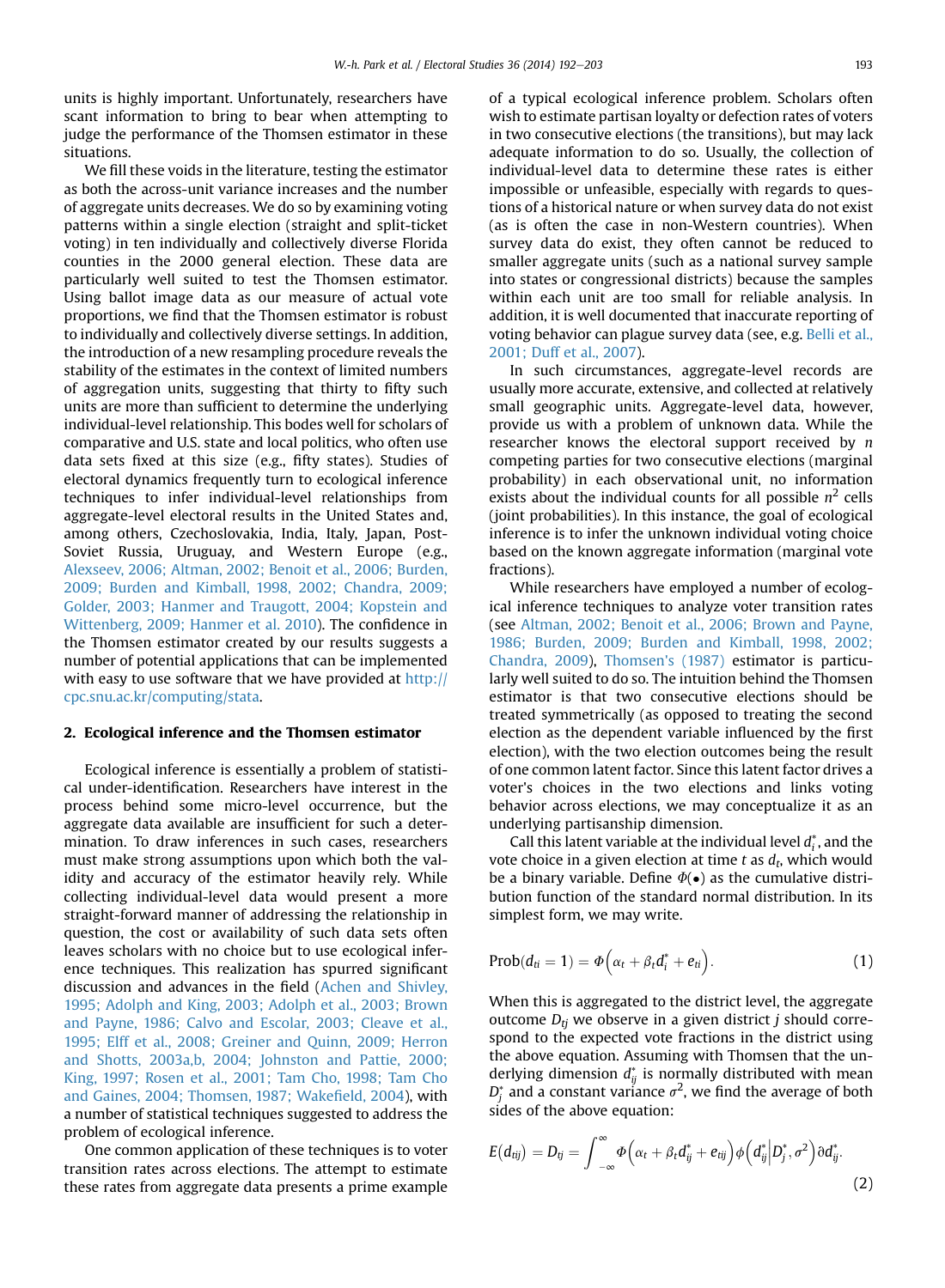units is highly important. Unfortunately, researchers have scant information to bring to bear when attempting to judge the performance of the Thomsen estimator in these situations.

We fill these voids in the literature, testing the estimator as both the across-unit variance increases and the number of aggregate units decreases. We do so by examining voting patterns within a single election (straight and split-ticket voting) in ten individually and collectively diverse Florida counties in the 2000 general election. These data are particularly well suited to test the Thomsen estimator. Using ballot image data as our measure of actual vote proportions, we find that the Thomsen estimator is robust to individually and collectively diverse settings. In addition, the introduction of a new resampling procedure reveals the stability of the estimates in the context of limited numbers of aggregation units, suggesting that thirty to fifty such units are more than sufficient to determine the underlying individual-level relationship. This bodes well for scholars of comparative and U.S. state and local politics, who often use data sets fixed at this size (e.g., fifty states). Studies of electoral dynamics frequently turn to ecological inference techniques to infer individual-level relationships from aggregate-level electoral results in the United States and, among others, Czechoslovakia, India, Italy, Japan, Post-Soviet Russia, Uruguay, and Western Europe (e.g., Alexseev, 2006; Altman, 2002; Benoit et al., 2006; Burden, 2009; Burden and Kimball, 1998, 2002; Chandra, 2009; Golder, 2003; Hanmer and Traugott, 2004; Kopstein and Wittenberg, 2009; Hanmer et al. 2010). The confidence in the Thomsen estimator created by our results suggests a number of potential applications that can be implemented with easy to use software that we have provided at http://cpc.snu.ac.kr/computing/stata.

## 2. Ecological inference and the Thomsen estimator

Ecological inference is essentially a problem of statistical under-identification. Researchers have interest in the process behind some micro-level occurrence, but the aggregate data available are insufficient for such a determination. To draw inferences in such cases, researchers must make strong assumptions upon which both the validity and accuracy of the estimator heavily rely. While collecting individual-level data would present a more straight-forward manner of addressing the relationship in question, the cost or availability of such data sets often leaves scholars with no choice but to use ecological inference techniques. This realization has spurred significant discussion and advances in the field (Achen and Shivley, 1995; Adolph and King, 2003; Adolph et al., 2003; Brown and Payne, 1986; Calvo and Escolar, 2003; Cleave et al., 1995; Elff et al., 2008; Greiner and Quinn, 2009; Herron and Shotts, 2003a,b, 2004; Johnston and Pattie, 2000; King, 1997; Rosen et al., 2001; Tam Cho, 1998; Tam Cho and Gaines, 2004; Thomsen, 1987; Wakefield, 2004), with a number of statistical techniques suggested to address the problem of ecological inference.

One common application of these techniques is to voter transition rates across elections. The attempt to estimate these rates from aggregate data presents a prime example of a typical ecological inference problem. Scholars often wish to estimate partisan loyalty or defection rates of voters in two consecutive elections (the transitions), but may lack adequate information to do so. Usually, the collection of individual-level data to determine these rates is either impossible or unfeasible, especially with regards to questions of a historical nature or when survey data do not exist (as is often the case in non-Western countries). When survey data do exist, they often cannot be reduced to smaller aggregate units (such as a national survey sample into states or congressional districts) because the samples within each unit are too small for reliable analysis. In addition, it is well documented that inaccurate reporting of voting behavior can plague survey data (see, e.g. Belli et al., 2001; Duff et al., 2007).

In such circumstances, aggregate-level records are usually more accurate, extensive, and collected at relatively small geographic units. Aggregate-level data, however, provide us with a problem of unknown data. While the researcher knows the electoral support received by $n$ competing parties for two consecutive elections (marginal probability) in each observational unit, no information exists about the individual counts for all possible $n^2$ cells (joint probabilities). In this instance, the goal of ecological inference is to infer the unknown individual voting choice based on the known aggregate information (marginal vote fractions).

While researchers have employed a number of ecological inference techniques to analyze voter transition rates (see Altman, 2002; Benoit et al., 2006; Brown and Payne, 1986; Burden, 2009; Burden and Kimball, 1998, 2002; Chandra, 2009), Thomsen's (1987) estimator is particularly well suited to do so. The intuition behind the Thomsen estimator is that two consecutive elections should be treated symmetrically (as opposed to treating the second election as the dependent variable influenced by the first election), with the two election outcomes being the result of one common latent factor. Since this latent factor drives a voter's choices in the two elections and links voting behavior across elections, we may conceptualize it as an underlying partisanship dimension.

Call this latent variable at the individual level $d_i^*$, and the vote choice in a given election at time $t$ as $d_t$, which would be a binary variable. Define $\Phi(\bullet)$ as the cumulative distribution function of the standard normal distribution. In its simplest form, we may write.

$$\text{Prob}(d_{ti} = 1) = \Phi\left(\alpha_t + \beta_t d_i^* + e_{ti}\right). \tag{1}$$

When this is aggregated to the district level, the aggregate outcome $D_{tj}$ we observe in a given district $j$ should correspond to the expected vote fractions in the district using the above equation. Assuming with Thomsen that the underlying dimension $d_{ij}^*$ is normally distributed with mean $D_j^*$ and a constant variance $\sigma^2$, we find the average of both sides of the above equation:

$$E\left(d_{tij}\right) = D_{tj} = \int_{-\infty}^{\infty} \Phi\left(\alpha_t + \beta_t d_{ij}^* + e_{tij}\right) \phi\left(d_{ij}^* \middle| D_j^*, \sigma^2\right) \partial d_{ij}^*. \tag{2}$$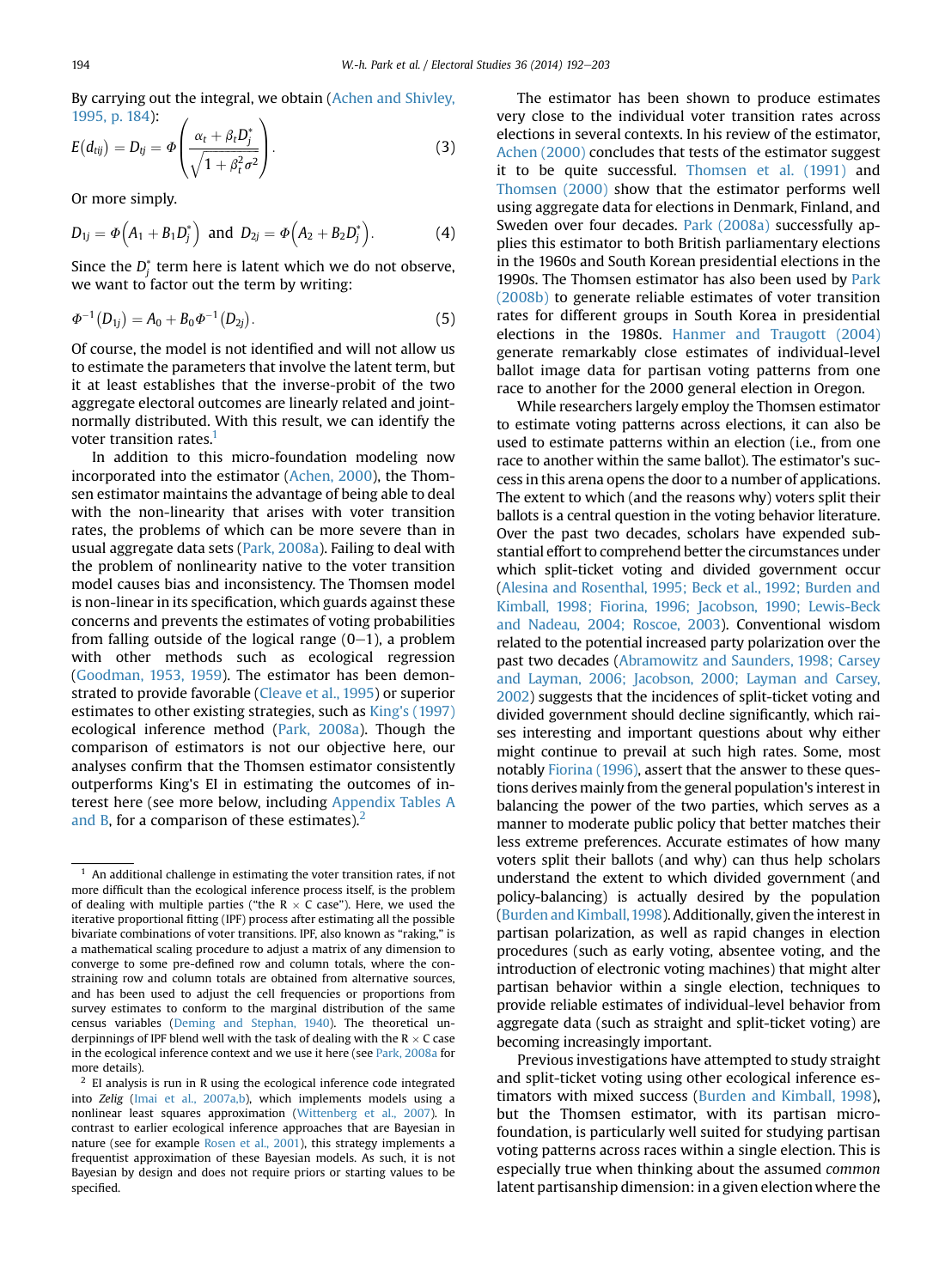By carrying out the integral, we obtain (Achen and Shivley, 1995, p. 184):

$$E(d_{tij}) = D_{tj} = \Phi\left(\frac{\alpha_t + \beta_t D_j^*}{\sqrt{1 + \beta_t^2 \sigma^2}}\right). \tag{3}$$

Or more simply.

$$D_{1j} = \Phi\left(A_1 + B_1 D_j^*\right) \text{ and } D_{2j} = \Phi\left(A_2 + B_2 D_j^*\right). \tag{4}$$

Since the $D_j^*$ term here is latent which we do not observe, we want to factor out the term by writing:

$$\Phi^{-1}(D_{1j}) = A_0 + B_0 \Phi^{-1}(D_{2j}). \tag{5}$$

Of course, the model is not identified and will not allow us to estimate the parameters that involve the latent term, but it at least establishes that the inverse-probit of the two aggregate electoral outcomes are linearly related and joint-normally distributed. With this result, we can identify the voter transition rates.[1]

In addition to this micro-foundation modeling now incorporated into the estimator (Achen, 2000), the Thomsen estimator maintains the advantage of being able to deal with the non-linearity that arises with voter transition rates, the problems of which can be more severe than in usual aggregate data sets (Park, 2008a). Failing to deal with the problem of nonlinearity native to the voter transition model causes bias and inconsistency. The Thomsen model is non-linear in its specification, which guards against these concerns and prevents the estimates of voting probabilities from falling outside of the logical range (0–1), a problem with other methods such as ecological regression (Goodman, 1953, 1959). The estimator has been demonstrated to provide favorable (Cleave et al., 1995) or superior estimates to other existing strategies, such as King's (1997) ecological inference method (Park, 2008a). Though the comparison of estimators is not our objective here, our analyses confirm that the Thomsen estimator consistently outperforms King's EI in estimating the outcomes of interest here (see more below, including Appendix Tables A and B, for a comparison of these estimates).[2]

The estimator has been shown to produce estimates very close to the individual voter transition rates across elections in several contexts. In his review of the estimator, Achen (2000) concludes that tests of the estimator suggest it to be quite successful. Thomsen et al. (1991) and Thomsen (2000) show that the estimator performs well using aggregate data for elections in Denmark, Finland, and Sweden over four decades. Park (2008a) successfully applies this estimator to both British parliamentary elections in the 1960s and South Korean presidential elections in the 1990s. The Thomsen estimator has also been used by Park (2008b) to generate reliable estimates of voter transition rates for different groups in South Korea in presidential elections in the 1980s. Hanmer and Traugott (2004) generate remarkably close estimates of individual-level ballot image data for partisan voting patterns from one race to another for the 2000 general election in Oregon.

While researchers largely employ the Thomsen estimator to estimate voting patterns across elections, it can also be used to estimate patterns within an election (i.e., from one race to another within the same ballot). The estimator's success in this arena opens the door to a number of applications. The extent to which (and the reasons why) voters split their ballots is a central question in the voting behavior literature. Over the past two decades, scholars have expended substantial effort to comprehend better the circumstances under which split-ticket voting and divided government occur (Alesina and Rosenthal, 1995; Beck et al., 1992; Burden and Kimball, 1998; Fiorina, 1996; Jacobson, 1990; Lewis-Beck and Nadeau, 2004; Roscoe, 2003). Conventional wisdom related to the potential increased party polarization over the past two decades (Abramowitz and Saunders, 1998; Carsey and Layman, 2006; Jacobson, 2000; Layman and Carsey, 2002) suggests that the incidences of split-ticket voting and divided government should decline significantly, which raises interesting and important questions about why either might continue to prevail at such high rates. Some, most notably Fiorina (1996), assert that the answer to these questions derives mainly from the general population's interest in balancing the power of the two parties, which serves as a manner to moderate public policy that better matches their less extreme preferences. Accurate estimates of how many voters split their ballots (and why) can thus help scholars understand the extent to which divided government (and policy-balancing) is actually desired by the population (Burden and Kimball, 1998). Additionally, given the interest in partisan polarization, as well as rapid changes in election procedures (such as early voting, absentee voting, and the introduction of electronic voting machines) that might alter partisan behavior within a single election, techniques to provide reliable estimates of individual-level behavior from aggregate data (such as straight and split-ticket voting) are becoming increasingly important.

Previous investigations have attempted to study straight and split-ticket voting using other ecological inference estimators with mixed success (Burden and Kimball, 1998), but the Thomsen estimator, with its partisan micro-foundation, is particularly well suited for studying partisan voting patterns across races within a single election. This is especially true when thinking about the assumed *common* latent partisanship dimension: in a given election where the

---

[1] An additional challenge in estimating the voter transition rates, if not more difficult than the ecological inference process itself, is the problem of dealing with multiple parties ("the R × C case"). Here, we used the iterative proportional fitting (IPF) process after estimating all the possible bivariate combinations of voter transitions. IPF, also known as "raking," is a mathematical scaling procedure to adjust a matrix of any dimension to converge to some pre-defined row and column totals, where the constraining row and column totals are obtained from alternative sources, and has been used to adjust the cell frequencies or proportions from survey estimates to conform to the marginal distribution of the same census variables (Deming and Stephan, 1940). The theoretical underpinnings of IPF blend well with the task of dealing with the R × C case in the ecological inference context and we use it here (see Park, 2008a for more details).

[2] EI analysis is run in R using the ecological inference code integrated into *Zelig* (Imai et al., 2007a,b), which implements models using a nonlinear least squares approximation (Wittenberg et al., 2007). In contrast to earlier ecological inference approaches that are Bayesian in nature (see for example Rosen et al., 2001), this strategy implements a frequentist approximation of these Bayesian models. As such, it is not Bayesian by design and does not require priors or starting values to be specified.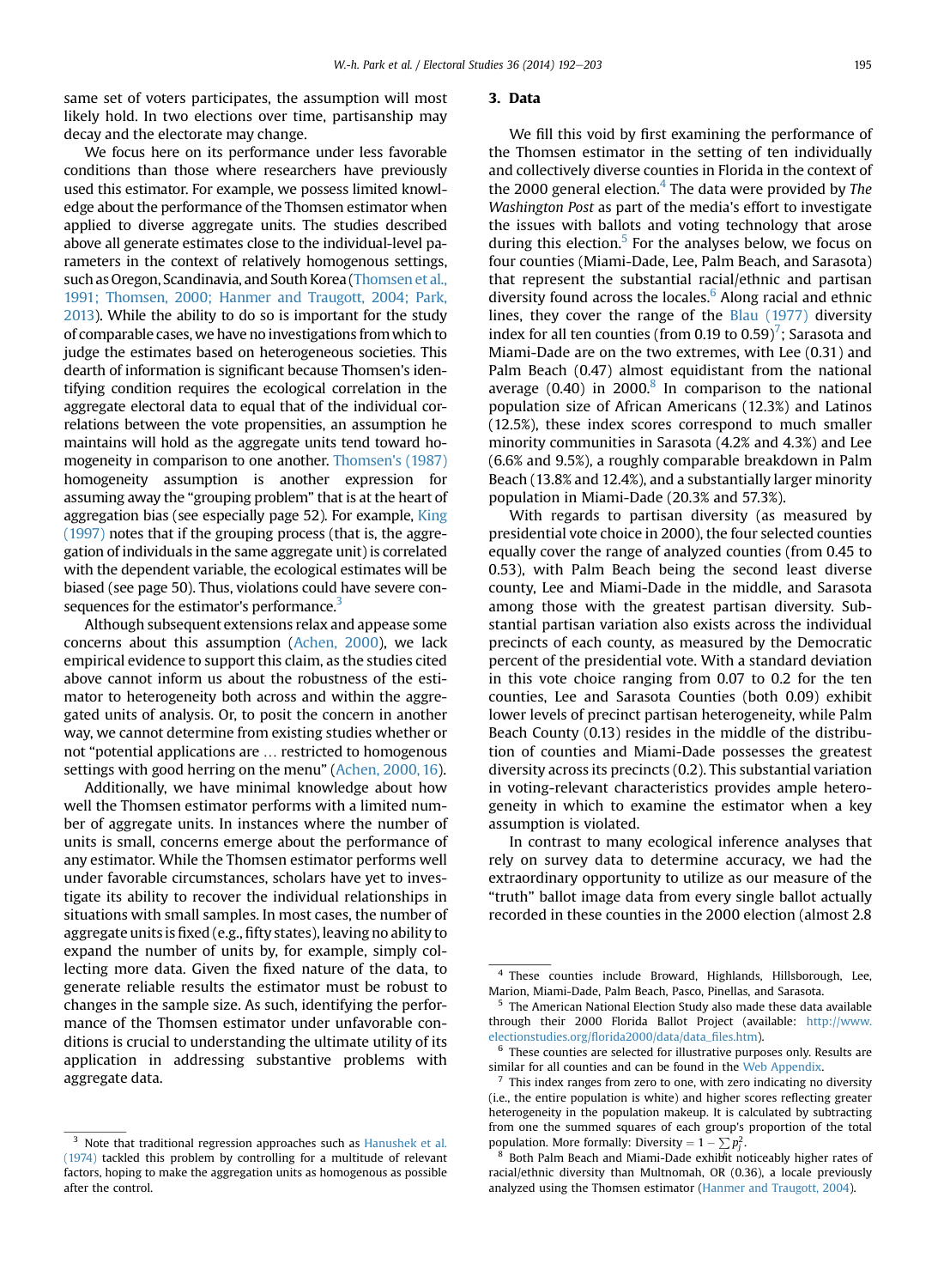same set of voters participates, the assumption will most likely hold. In two elections over time, partisanship may decay and the electorate may change.

We focus here on its performance under less favorable conditions than those where researchers have previously used this estimator. For example, we possess limited knowledge about the performance of the Thomsen estimator when applied to diverse aggregate units. The studies described above all generate estimates close to the individual-level parameters in the context of relatively homogenous settings, such as Oregon, Scandinavia, and South Korea (Thomsen et al., 1991; Thomsen, 2000; Hanmer and Traugott, 2004; Park, 2013). While the ability to do so is important for the study of comparable cases, we have no investigations from which to judge the estimates based on heterogeneous societies. This dearth of information is significant because Thomsen's identifying condition requires the ecological correlation in the aggregate electoral data to equal that of the individual correlations between the vote propensities, an assumption he maintains will hold as the aggregate units tend toward homogeneity in comparison to one another. Thomsen's (1987) homogeneity assumption is another expression for assuming away the "grouping problem" that is at the heart of aggregation bias (see especially page 52). For example, King (1997) notes that if the grouping process (that is, the aggregation of individuals in the same aggregate unit) is correlated with the dependent variable, the ecological estimates will be biased (see page 50). Thus, violations could have severe consequences for the estimator's performance.[3]

Although subsequent extensions relax and appease some concerns about this assumption (Achen, 2000), we lack empirical evidence to support this claim, as the studies cited above cannot inform us about the robustness of the estimator to heterogeneity both across and within the aggregated units of analysis. Or, to posit the concern in another way, we cannot determine from existing studies whether or not "potential applications are … restricted to homogenous settings with good herring on the menu" (Achen, 2000, 16).

Additionally, we have minimal knowledge about how well the Thomsen estimator performs with a limited number of aggregate units. In instances where the number of units is small, concerns emerge about the performance of any estimator. While the Thomsen estimator performs well under favorable circumstances, scholars have yet to investigate its ability to recover the individual relationships in situations with small samples. In most cases, the number of aggregate units is fixed (e.g., fifty states), leaving no ability to expand the number of units by, for example, simply collecting more data. Given the fixed nature of the data, to generate reliable results the estimator must be robust to changes in the sample size. As such, identifying the performance of the Thomsen estimator under unfavorable conditions is crucial to understanding the ultimate utility of its application in addressing substantive problems with aggregate data.

## 3. Data

We fill this void by first examining the performance of the Thomsen estimator in the setting of ten individually and collectively diverse counties in Florida in the context of the 2000 general election.[4] The data were provided by *The Washington Post* as part of the media's effort to investigate the issues with ballots and voting technology that arose during this election.[5] For the analyses below, we focus on four counties (Miami-Dade, Lee, Palm Beach, and Sarasota) that represent the substantial racial/ethnic and partisan diversity found across the locales.[6] Along racial and ethnic lines, they cover the range of the Blau (1977) diversity index for all ten counties (from 0.19 to 0.59)[7]; Sarasota and Miami-Dade are on the two extremes, with Lee (0.31) and Palm Beach (0.47) almost equidistant from the national average (0.40) in 2000.[8] In comparison to the national population size of African Americans (12.3%) and Latinos (12.5%), these index scores correspond to much smaller minority communities in Sarasota (4.2% and 4.3%) and Lee (6.6% and 9.5%), a roughly comparable breakdown in Palm Beach (13.8% and 12.4%), and a substantially larger minority population in Miami-Dade (20.3% and 57.3%).

With regards to partisan diversity (as measured by presidential vote choice in 2000), the four selected counties equally cover the range of analyzed counties (from 0.45 to 0.53), with Palm Beach being the second least diverse county, Lee and Miami-Dade in the middle, and Sarasota among those with the greatest partisan diversity. Substantial partisan variation also exists across the individual precincts of each county, as measured by the Democratic percent of the presidential vote. With a standard deviation in this vote choice ranging from 0.07 to 0.2 for the ten counties, Lee and Sarasota Counties (both 0.09) exhibit lower levels of precinct partisan heterogeneity, while Palm Beach County (0.13) resides in the middle of the distribution of counties and Miami-Dade possesses the greatest diversity across its precincts (0.2). This substantial variation in voting-relevant characteristics provides ample heterogeneity in which to examine the estimator when a key assumption is violated.

In contrast to many ecological inference analyses that rely on survey data to determine accuracy, we had the extraordinary opportunity to utilize as our measure of the "truth" ballot image data from every single ballot actually recorded in these counties in the 2000 election (almost 2.8

---

[3] Note that traditional regression approaches such as Hanushek et al. (1974) tackled this problem by controlling for a multitude of relevant factors, hoping to make the aggregation units as homogenous as possible after the control.

[4] These counties include Broward, Highlands, Hillsborough, Lee, Marion, Miami-Dade, Palm Beach, Pasco, Pinellas, and Sarasota.

[5] The American National Election Study also made these data available through their 2000 Florida Ballot Project (available: http://www.electionstudies.org/florida2000/data/data_files.htm).

[6] These counties are selected for illustrative purposes only. Results are similar for all counties and can be found in the Web Appendix.

[7] This index ranges from zero to one, with zero indicating no diversity (i.e., the entire population is white) and higher scores reflecting greater heterogeneity in the population makeup. It is calculated by subtracting from one the summed squares of each group's proportion of the total population. More formally: Diversity $= 1 - \sum p_j^2$.

[8] Both Palm Beach and Miami-Dade exhibit noticeably higher rates of racial/ethnic diversity than Multnomah, OR (0.36), a locale previously analyzed using the Thomsen estimator (Hanmer and Traugott, 2004).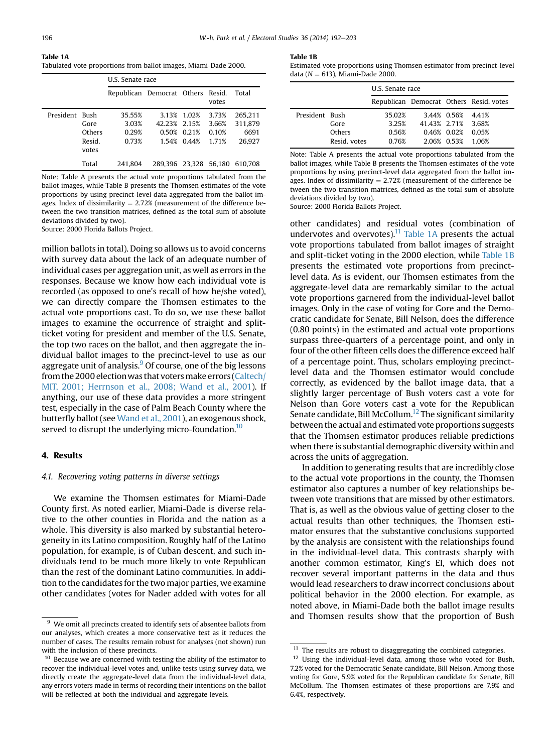**Table 1A**
Tabulated vote proportions from ballot images, Miami-Dade 2000.

| | | U.S. Senate race | | | | |
|---|---|---|---|---|---|---|
| | | Republican | Democrat | Others | Resid. votes | Total |
| President | Bush | 35.55% | 3.13% | 1.02% | 3.73% | 265,211 |
| | Gore | 3.03% | 42.23% | 2.15% | 3.66% | 311,879 |
| | Others | 0.29% | 0.50% | 0.21% | 0.10% | 6691 |
| | Resid. votes | 0.73% | 1.54% | 0.44% | 1.71% | 26,927 |
| | Total | 241,804 | 289,396 | 23,328 | 56,180 | 610,708 |

Note: Table A presents the actual vote proportions tabulated from the ballot images, while Table B presents the Thomsen estimates of the vote proportions by using precinct-level data aggregated from the ballot images. Index of dissimilarity = 2.72% (measurement of the difference between the two transition matrices, defined as the total sum of absolute deviations divided by two).
Source: 2000 Florida Ballots Project.

**Table 1B**
Estimated vote proportions using Thomsen estimator from precinct-level data ($N = 613$), Miami-Dade 2000.

| | | U.S. Senate race | | | |
|---|---|---|---|---|---|
| | | Republican | Democrat | Others | Resid. votes |
| President | Bush | 35.02% | 3.44% | 0.56% | 4.41% |
| | Gore | 3.25% | 41.43% | 2.71% | 3.68% |
| | Others | 0.56% | 0.46% | 0.02% | 0.05% |
| | Resid. votes | 0.76% | 2.06% | 0.53% | 1.06% |

Note: Table A presents the actual vote proportions tabulated from the ballot images, while Table B presents the Thomsen estimates of the vote proportions by using precinct-level data aggregated from the ballot images. Index of dissimilarity = 2.72% (measurement of the difference between the two transition matrices, defined as the total sum of absolute deviations divided by two).
Source: 2000 Florida Ballots Project.

million ballots in total). Doing so allows us to avoid concerns with survey data about the lack of an adequate number of individual cases per aggregation unit, as well as errors in the responses. Because we know how each individual vote is recorded (as opposed to one's recall of how he/she voted), we can directly compare the Thomsen estimates to the actual vote proportions cast. To do so, we use these ballot images to examine the occurrence of straight and split-ticket voting for president and member of the U.S. Senate, the top two races on the ballot, and then aggregate the individual ballot images to the precinct-level to use as our aggregate unit of analysis.[9] Of course, one of the big lessons from the 2000 election was that voters make errors (Caltech/MIT, 2001; Herrnson et al., 2008; Wand et al., 2001). If anything, our use of these data provides a more stringent test, especially in the case of Palm Beach County where the butterfly ballot (see Wand et al., 2001), an exogenous shock, served to disrupt the underlying micro-foundation.[10]

## 4. Results

### 4.1. Recovering voting patterns in diverse settings

We examine the Thomsen estimates for Miami-Dade County first. As noted earlier, Miami-Dade is diverse relative to the other counties in Florida and the nation as a whole. This diversity is also marked by substantial heterogeneity in its Latino composition. Roughly half of the Latino population, for example, is of Cuban descent, and such individuals tend to be much more likely to vote Republican than the rest of the dominant Latino communities. In addition to the candidates for the two major parties, we examine other candidates (votes for Nader added with votes for all other candidates) and residual votes (combination of undervotes and overvotes).[11] Table 1A presents the actual vote proportions tabulated from ballot images of straight and split-ticket voting in the 2000 election, while Table 1B presents the estimated vote proportions from precinct-level data. As is evident, our Thomsen estimates from the aggregate-level data are remarkably similar to the actual vote proportions garnered from the individual-level ballot images. Only in the case of voting for Gore and the Democratic candidate for Senate, Bill Nelson, does the difference (0.80 points) in the estimated and actual vote proportions surpass three-quarters of a percentage point, and only in four of the other fifteen cells does the difference exceed half of a percentage point. Thus, scholars employing precinct-level data and the Thomsen estimator would conclude correctly, as evidenced by the ballot image data, that a slightly larger percentage of Bush voters cast a vote for Nelson than Gore voters cast a vote for the Republican Senate candidate, Bill McCollum.[12] The significant similarity between the actual and estimated vote proportions suggests that the Thomsen estimator produces reliable predictions when there is substantial demographic diversity within and across the units of aggregation.

In addition to generating results that are incredibly close to the actual vote proportions in the county, the Thomsen estimator also captures a number of key relationships between vote transitions that are missed by other estimators. That is, as well as the obvious value of getting closer to the actual results than other techniques, the Thomsen estimator ensures that the substantive conclusions supported by the analysis are consistent with the relationships found in the individual-level data. This contrasts sharply with another common estimator, King's EI, which does not recover several important patterns in the data and thus would lead researchers to draw incorrect conclusions about political behavior in the 2000 election. For example, as noted above, in Miami-Dade both the ballot image results and Thomsen results show that the proportion of Bush

---

[9] We omit all precincts created to identify sets of absentee ballots from our analyses, which creates a more conservative test as it reduces the number of cases. The results remain robust for analyses (not shown) run with the inclusion of these precincts.

[10] Because we are concerned with testing the ability of the estimator to recover the individual-level votes and, unlike tests using survey data, we directly create the aggregate-level data from the individual-level data, any errors voters made in terms of recording their intentions on the ballot will be reflected at both the individual and aggregate levels.

[11] The results are robust to disaggregating the combined categories.

[12] Using the individual-level data, among those who voted for Bush, 7.2% voted for the Democratic Senate candidate, Bill Nelson. Among those voting for Gore, 5.9% voted for the Republican candidate for Senate, Bill McCollum. The Thomsen estimates of these proportions are 7.9% and 6.4%, respectively.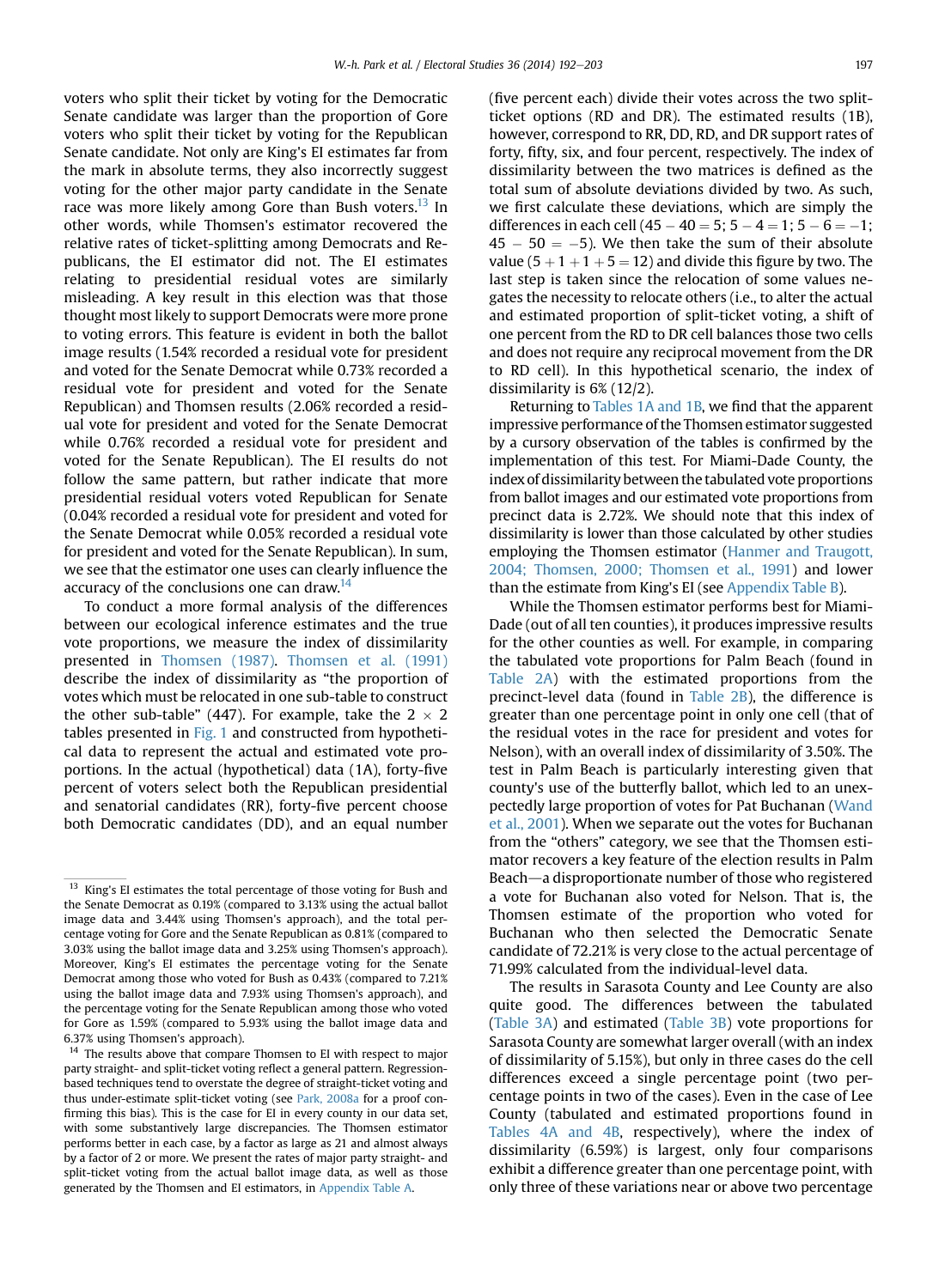voters who split their ticket by voting for the Democratic Senate candidate was larger than the proportion of Gore voters who split their ticket by voting for the Republican Senate candidate. Not only are King's EI estimates far from the mark in absolute terms, they also incorrectly suggest voting for the other major party candidate in the Senate race was more likely among Gore than Bush voters.[13] In other words, while Thomsen's estimator recovered the relative rates of ticket-splitting among Democrats and Republicans, the EI estimator did not. The EI estimates relating to presidential residual votes are similarly misleading. A key result in this election was that those thought most likely to support Democrats were more prone to voting errors. This feature is evident in both the ballot image results (1.54% recorded a residual vote for president and voted for the Senate Democrat while 0.73% recorded a residual vote for president and voted for the Senate Republican) and Thomsen results (2.06% recorded a residual vote for president and voted for the Senate Democrat while 0.76% recorded a residual vote for president and voted for the Senate Republican). The EI results do not follow the same pattern, but rather indicate that more presidential residual voters voted Republican for Senate (0.04% recorded a residual vote for president and voted for the Senate Democrat while 0.05% recorded a residual vote for president and voted for the Senate Republican). In sum, we see that the estimator one uses can clearly influence the accuracy of the conclusions one can draw.[14]

To conduct a more formal analysis of the differences between our ecological inference estimates and the true vote proportions, we measure the index of dissimilarity presented in Thomsen (1987). Thomsen et al. (1991) describe the index of dissimilarity as "the proportion of votes which must be relocated in one sub-table to construct the other sub-table" (447). For example, take the $2 \times 2$ tables presented in Fig. 1 and constructed from hypothetical data to represent the actual and estimated vote proportions. In the actual (hypothetical) data (1A), forty-five percent of voters select both the Republican presidential and senatorial candidates (RR), forty-five percent choose both Democratic candidates (DD), and an equal number (five percent each) divide their votes across the two split-ticket options (RD and DR). The estimated results (1B), however, correspond to RR, DD, RD, and DR support rates of forty, fifty, six, and four percent, respectively. The index of dissimilarity between the two matrices is defined as the total sum of absolute deviations divided by two. As such, we first calculate these deviations, which are simply the differences in each cell ($45 - 40 = 5$; $5 - 4 = 1$; $5 - 6 = -1$; $45 - 50 = -5$). We then take the sum of their absolute value ($5 + 1 + 1 + 5 = 12$) and divide this figure by two. The last step is taken since the relocation of some values negates the necessity to relocate others (i.e., to alter the actual and estimated proportion of split-ticket voting, a shift of one percent from the RD to DR cell balances those two cells and does not require any reciprocal movement from the DR to RD cell). In this hypothetical scenario, the index of dissimilarity is 6% (12/2).

Returning to Tables 1A and 1B, we find that the apparent impressive performance of the Thomsen estimator suggested by a cursory observation of the tables is confirmed by the implementation of this test. For Miami-Dade County, the index of dissimilarity between the tabulated vote proportions from ballot images and our estimated vote proportions from precinct data is 2.72%. We should note that this index of dissimilarity is lower than those calculated by other studies employing the Thomsen estimator (Hanmer and Traugott, 2004; Thomsen, 2000; Thomsen et al., 1991) and lower than the estimate from King's EI (see Appendix Table B).

While the Thomsen estimator performs best for Miami-Dade (out of all ten counties), it produces impressive results for the other counties as well. For example, in comparing the tabulated vote proportions for Palm Beach (found in Table 2A) with the estimated proportions from the precinct-level data (found in Table 2B), the difference is greater than one percentage point in only one cell (that of the residual votes in the race for president and votes for Nelson), with an overall index of dissimilarity of 3.50%. The test in Palm Beach is particularly interesting given that county's use of the butterfly ballot, which led to an unexpectedly large proportion of votes for Pat Buchanan (Wand et al., 2001). When we separate out the votes for Buchanan from the "others" category, we see that the Thomsen estimator recovers a key feature of the election results in Palm Beach—a disproportionate number of those who registered a vote for Buchanan also voted for Nelson. That is, the Thomsen estimate of the proportion who voted for Buchanan who then selected the Democratic Senate candidate of 72.21% is very close to the actual percentage of 71.99% calculated from the individual-level data.

The results in Sarasota County and Lee County are also quite good. The differences between the tabulated (Table 3A) and estimated (Table 3B) vote proportions for Sarasota County are somewhat larger overall (with an index of dissimilarity of 5.15%), but only in three cases do the cell differences exceed a single percentage point (two percentage points in two of the cases). Even in the case of Lee County (tabulated and estimated proportions found in Tables 4A and 4B, respectively), where the index of dissimilarity (6.59%) is largest, only four comparisons exhibit a difference greater than one percentage point, with only three of these variations near or above two percentage

---

[13] King's EI estimates the total percentage of those voting for Bush and the Senate Democrat as 0.19% (compared to 3.13% using the actual ballot image data and 3.44% using Thomsen's approach), and the total percentage voting for Gore and the Senate Republican as 0.81% (compared to 3.03% using the ballot image data and 3.25% using Thomsen's approach). Moreover, King's EI estimates the percentage voting for the Senate Democrat among those who voted for Bush as 0.43% (compared to 7.21% using the ballot image data and 7.93% using Thomsen's approach), and the percentage voting for the Senate Republican among those who voted for Gore as 1.59% (compared to 5.93% using the ballot image data and 6.37% using Thomsen's approach).

[14] The results above that compare Thomsen to EI with respect to major party straight- and split-ticket voting reflect a general pattern. Regression-based techniques tend to overstate the degree of straight-ticket voting and thus under-estimate split-ticket voting (see Park, 2008a for a proof confirming this bias). This is the case for EI in every county in our data set, with some substantively large discrepancies. The Thomsen estimator performs better in each case, by a factor as large as 21 and almost always by a factor of 2 or more. We present the rates of major party straight- and split-ticket voting from the actual ballot image data, as well as those generated by the Thomsen and EI estimators, in Appendix Table A.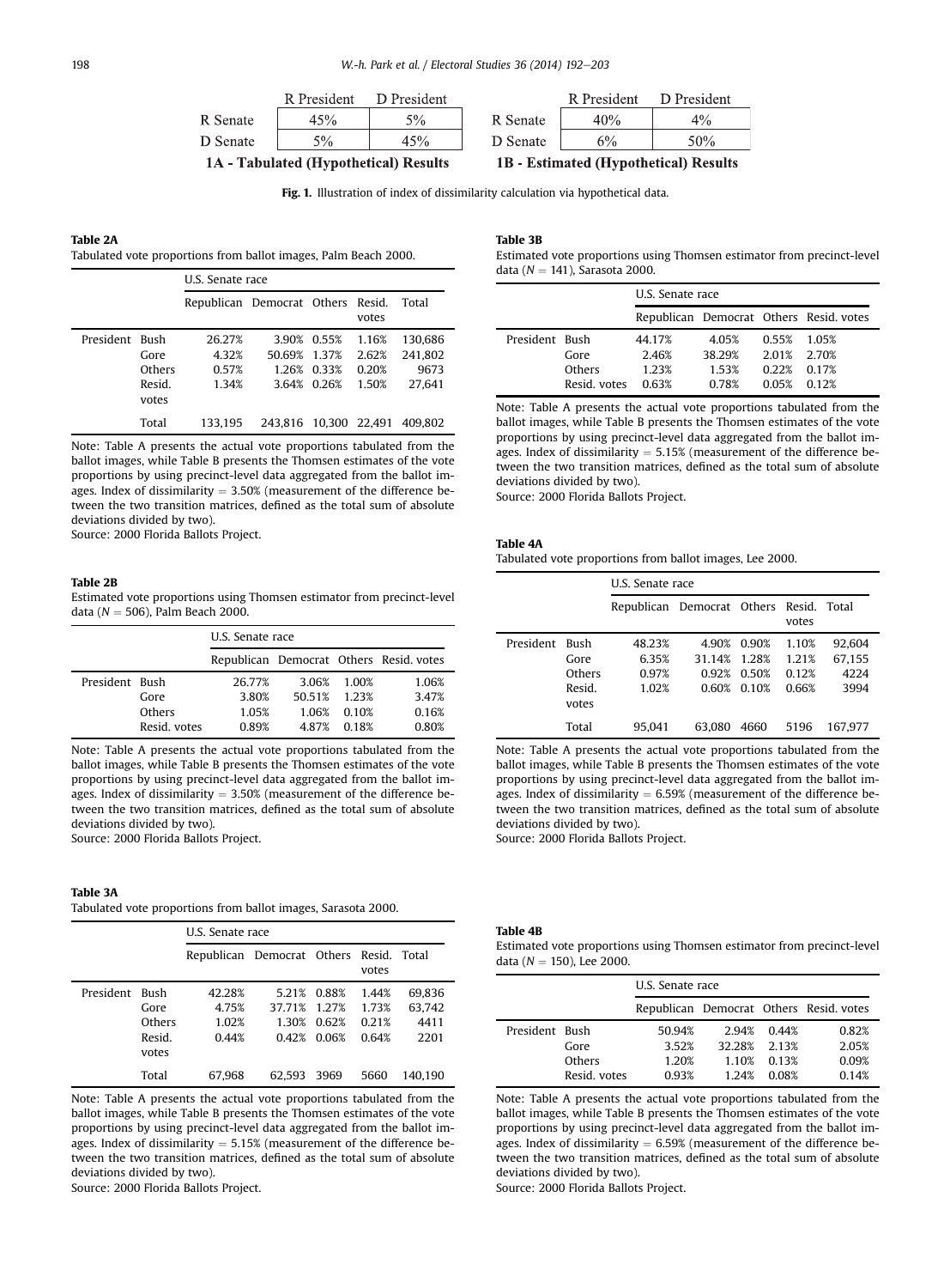|  | R President | D President |
|---|---|---|
| R Senate | 45% | 5% |
| D Senate | 5% | 45% |

**1A - Tabulated (Hypothetical) Results**

|  | R President | D President |
|---|---|---|
| R Senate | 40% | 4% |
| D Senate | 6% | 50% |

**1B - Estimated (Hypothetical) Results**

**Fig. 1.** Illustration of index of dissimilarity calculation via hypothetical data.

**Table 2A**
Tabulated vote proportions from ballot images, Palm Beach 2000.

|  |  | U.S. Senate race | | | | |
|---|---|---|---|---|---|---|
|  |  | Republican | Democrat | Others | Resid. votes | Total |
| President | Bush | 26.27% | 3.90% | 0.55% | 1.16% | 130,686 |
|  | Gore | 4.32% | 50.69% | 1.37% | 2.62% | 241,802 |
|  | Others | 0.57% | 1.26% | 0.33% | 0.20% | 9673 |
|  | Resid. votes | 1.34% | 3.64% | 0.26% | 1.50% | 27,641 |
|  | Total | 133,195 | 243,816 | 10,300 | 22,491 | 409,802 |

Note: Table A presents the actual vote proportions tabulated from the ballot images, while Table B presents the Thomsen estimates of the vote proportions by using precinct-level data aggregated from the ballot images. Index of dissimilarity = 3.50% (measurement of the difference between the two transition matrices, defined as the total sum of absolute deviations divided by two).
Source: 2000 Florida Ballots Project.

**Table 2B**
Estimated vote proportions using Thomsen estimator from precinct-level data ($N = 506$), Palm Beach 2000.

|  |  | U.S. Senate race | | | |
|---|---|---|---|---|---|
|  |  | Republican | Democrat | Others | Resid. votes |
| President | Bush | 26.77% | 3.06% | 1.00% | 1.06% |
|  | Gore | 3.80% | 50.51% | 1.23% | 3.47% |
|  | Others | 1.05% | 1.06% | 0.10% | 0.16% |
|  | Resid. votes | 0.89% | 4.87% | 0.18% | 0.80% |

Note: Table A presents the actual vote proportions tabulated from the ballot images, while Table B presents the Thomsen estimates of the vote proportions by using precinct-level data aggregated from the ballot images. Index of dissimilarity = 3.50% (measurement of the difference between the two transition matrices, defined as the total sum of absolute deviations divided by two).
Source: 2000 Florida Ballots Project.

**Table 3A**
Tabulated vote proportions from ballot images, Sarasota 2000.

|  |  | U.S. Senate race | | | | |
|---|---|---|---|---|---|---|
|  |  | Republican | Democrat | Others | Resid. votes | Total |
| President | Bush | 42.28% | 5.21% | 0.88% | 1.44% | 69,836 |
|  | Gore | 4.75% | 37.71% | 1.27% | 1.73% | 63,742 |
|  | Others | 1.02% | 1.30% | 0.62% | 0.21% | 4411 |
|  | Resid. votes | 0.44% | 0.42% | 0.06% | 0.64% | 2201 |
|  | Total | 67,968 | 62,593 | 3969 | 5660 | 140,190 |

Note: Table A presents the actual vote proportions tabulated from the ballot images, while Table B presents the Thomsen estimates of the vote proportions by using precinct-level data aggregated from the ballot images. Index of dissimilarity = 5.15% (measurement of the difference between the two transition matrices, defined as the total sum of absolute deviations divided by two).
Source: 2000 Florida Ballots Project.

**Table 3B**
Estimated vote proportions using Thomsen estimator from precinct-level data ($N = 141$), Sarasota 2000.

|  |  | U.S. Senate race | | | |
|---|---|---|---|---|---|
|  |  | Republican | Democrat | Others | Resid. votes |
| President | Bush | 44.17% | 4.05% | 0.55% | 1.05% |
|  | Gore | 2.46% | 38.29% | 2.01% | 2.70% |
|  | Others | 1.23% | 1.53% | 0.22% | 0.17% |
|  | Resid. votes | 0.63% | 0.78% | 0.05% | 0.12% |

Note: Table A presents the actual vote proportions tabulated from the ballot images, while Table B presents the Thomsen estimates of the vote proportions by using precinct-level data aggregated from the ballot images. Index of dissimilarity = 5.15% (measurement of the difference between the two transition matrices, defined as the total sum of absolute deviations divided by two).
Source: 2000 Florida Ballots Project.

**Table 4A**
Tabulated vote proportions from ballot images, Lee 2000.

|  |  | U.S. Senate race | | | | |
|---|---|---|---|---|---|---|
|  |  | Republican | Democrat | Others | Resid. votes | Total |
| President | Bush | 48.23% | 4.90% | 0.90% | 1.10% | 92,604 |
|  | Gore | 6.35% | 31.14% | 1.28% | 1.21% | 67,155 |
|  | Others | 0.97% | 0.92% | 0.50% | 0.12% | 4224 |
|  | Resid. votes | 1.02% | 0.60% | 0.10% | 0.66% | 3994 |
|  | Total | 95,041 | 63,080 | 4660 | 5196 | 167,977 |

Note: Table A presents the actual vote proportions tabulated from the ballot images, while Table B presents the Thomsen estimates of the vote proportions by using precinct-level data aggregated from the ballot images. Index of dissimilarity = 6.59% (measurement of the difference between the two transition matrices, defined as the total sum of absolute deviations divided by two).
Source: 2000 Florida Ballots Project.

**Table 4B**
Estimated vote proportions using Thomsen estimator from precinct-level data ($N = 150$), Lee 2000.

|  |  | U.S. Senate race | | | |
|---|---|---|---|---|---|
|  |  | Republican | Democrat | Others | Resid. votes |
| President | Bush | 50.94% | 2.94% | 0.44% | 0.82% |
|  | Gore | 3.52% | 32.28% | 2.13% | 2.05% |
|  | Others | 1.20% | 1.10% | 0.13% | 0.09% |
|  | Resid. votes | 0.93% | 1.24% | 0.08% | 0.14% |

Note: Table A presents the actual vote proportions tabulated from the ballot images, while Table B presents the Thomsen estimates of the vote proportions by using precinct-level data aggregated from the ballot images. Index of dissimilarity = 6.59% (measurement of the difference between the two transition matrices, defined as the total sum of absolute deviations divided by two).
Source: 2000 Florida Ballots Project.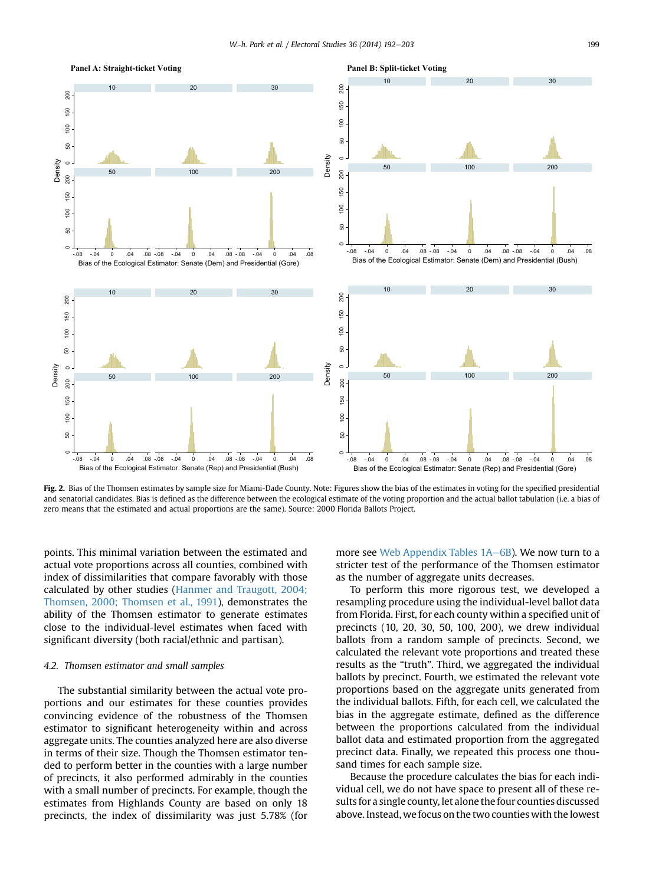**Fig. 2.** Bias of the Thomsen estimates by sample size for Miami-Dade County. Note: Figures show the bias of the estimates in voting for the specified presidential and senatorial candidates. Bias is defined as the difference between the ecological estimate of the voting proportion and the actual ballot tabulation (i.e. a bias of zero means that the estimated and actual proportions are the same). Source: 2000 Florida Ballots Project.

points. This minimal variation between the estimated and actual vote proportions across all counties, combined with index of dissimilarities that compare favorably with those calculated by other studies (Hanmer and Traugott, 2004; Thomsen, 2000; Thomsen et al., 1991), demonstrates the ability of the Thomsen estimator to generate estimates close to the individual-level estimates when faced with significant diversity (both racial/ethnic and partisan).

### 4.2. Thomsen estimator and small samples

The substantial similarity between the actual vote proportions and our estimates for these counties provides convincing evidence of the robustness of the Thomsen estimator to significant heterogeneity within and across aggregate units. The counties analyzed here are also diverse in terms of their size. Though the Thomsen estimator tended to perform better in the counties with a large number of precincts, it also performed admirably in the counties with a small number of precincts. For example, though the estimates from Highlands County are based on only 18 precincts, the index of dissimilarity was just 5.78% (for more see Web Appendix Tables 1A–6B). We now turn to a stricter test of the performance of the Thomsen estimator as the number of aggregate units decreases.

To perform this more rigorous test, we developed a resampling procedure using the individual-level ballot data from Florida. First, for each county within a specified unit of precincts (10, 20, 30, 50, 100, 200), we drew individual ballots from a random sample of precincts. Second, we calculated the relevant vote proportions and treated these results as the "truth". Third, we aggregated the individual ballots by precinct. Fourth, we estimated the relevant vote proportions based on the aggregate units generated from the individual ballots. Fifth, for each cell, we calculated the bias in the aggregate estimate, defined as the difference between the proportions calculated from the individual ballot data and estimated proportion from the aggregated precinct data. Finally, we repeated this process one thousand times for each sample size.

Because the procedure calculates the bias for each individual cell, we do not have space to present all of these results for a single county, let alone the four counties discussed above. Instead, we focus on the two counties with the lowest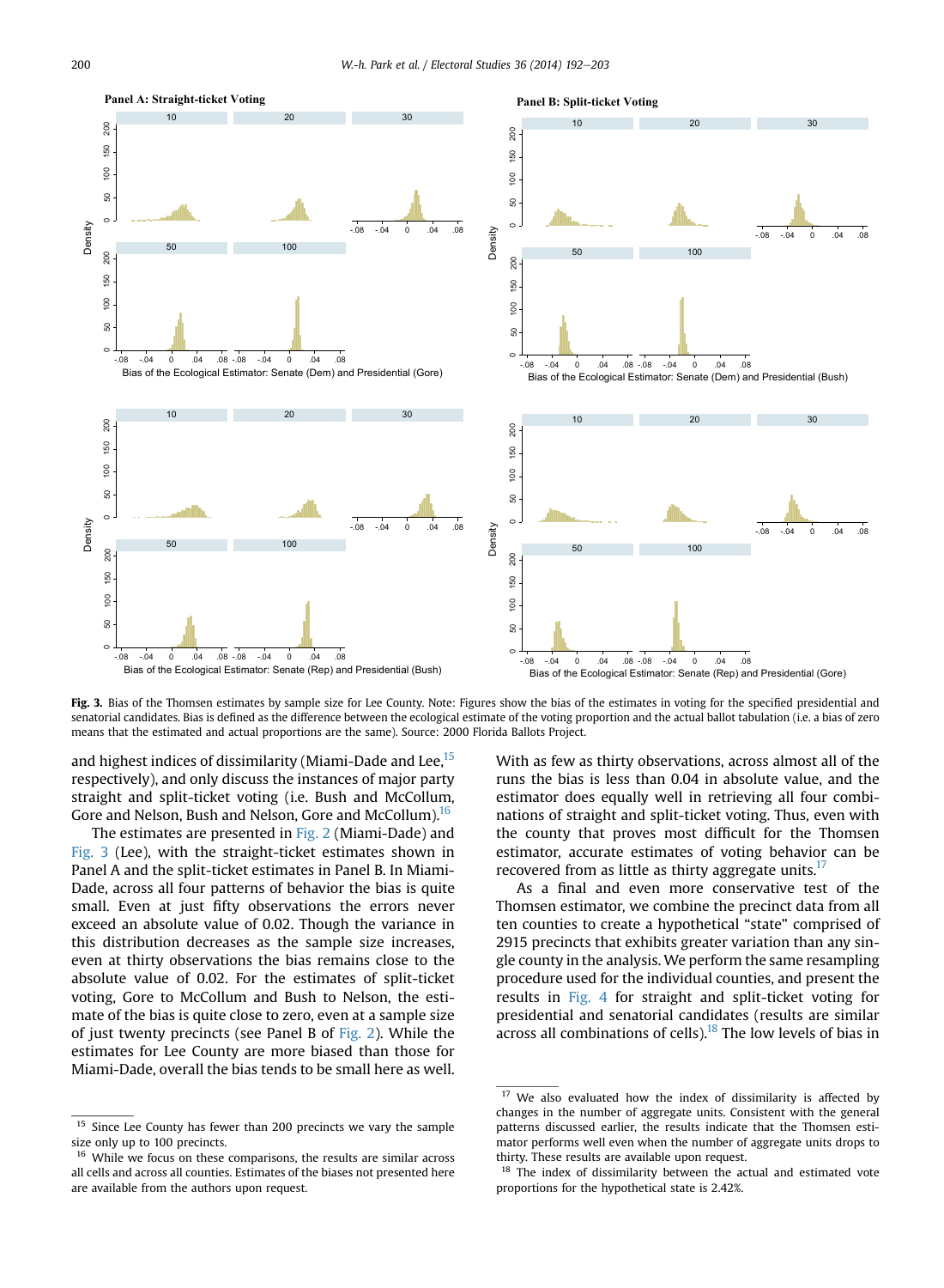**Fig. 3.** Bias of the Thomsen estimates by sample size for Lee County. Note: Figures show the bias of the estimates in voting for the specified presidential and senatorial candidates. Bias is defined as the difference between the ecological estimate of the voting proportion and the actual ballot tabulation (i.e. a bias of zero means that the estimated and actual proportions are the same). Source: 2000 Florida Ballots Project.

and highest indices of dissimilarity (Miami-Dade and Lee,[15] respectively), and only discuss the instances of major party straight and split-ticket voting (i.e. Bush and McCollum, Gore and Nelson, Bush and Nelson, Gore and McCollum).[16]

The estimates are presented in Fig. 2 (Miami-Dade) and Fig. 3 (Lee), with the straight-ticket estimates shown in Panel A and the split-ticket estimates in Panel B. In Miami-Dade, across all four patterns of behavior the bias is quite small. Even at just fifty observations the errors never exceed an absolute value of 0.02. Though the variance in this distribution decreases as the sample size increases, even at thirty observations the bias remains close to the absolute value of 0.02. For the estimates of split-ticket voting, Gore to McCollum and Bush to Nelson, the estimate of the bias is quite close to zero, even at a sample size of just twenty precincts (see Panel B of Fig. 2). While the estimates for Lee County are more biased than those for Miami-Dade, overall the bias tends to be small here as well. With as few as thirty observations, across almost all of the runs the bias is less than 0.04 in absolute value, and the estimator does equally well in retrieving all four combinations of straight and split-ticket voting. Thus, even with the county that proves most difficult for the Thomsen estimator, accurate estimates of voting behavior can be recovered from as little as thirty aggregate units.[17]

As a final and even more conservative test of the Thomsen estimator, we combine the precinct data from all ten counties to create a hypothetical "state" comprised of 2915 precincts that exhibits greater variation than any single county in the analysis. We perform the same resampling procedure used for the individual counties, and present the results in Fig. 4 for straight and split-ticket voting for presidential and senatorial candidates (results are similar across all combinations of cells).[18] The low levels of bias in

---

[15] Since Lee County has fewer than 200 precincts we vary the sample size only up to 100 precincts.

[16] While we focus on these comparisons, the results are similar across all cells and across all counties. Estimates of the biases not presented here are available from the authors upon request.

[17] We also evaluated how the index of dissimilarity is affected by changes in the number of aggregate units. Consistent with the general patterns discussed earlier, the results indicate that the Thomsen estimator performs well even when the number of aggregate units drops to thirty. These results are available upon request.

[18] The index of dissimilarity between the actual and estimated vote proportions for the hypothetical state is 2.42%.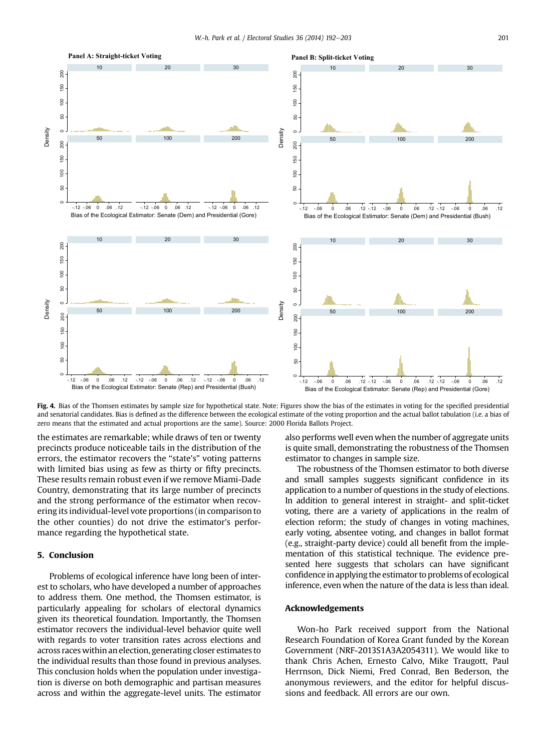**Fig. 4.** Bias of the Thomsen estimates by sample size for hypothetical state. Note: Figures show the bias of the estimates in voting for the specified presidential and senatorial candidates. Bias is defined as the difference between the ecological estimate of the voting proportion and the actual ballot tabulation (i.e. a bias of zero means that the estimated and actual proportions are the same). Source: 2000 Florida Ballots Project.

the estimates are remarkable; while draws of ten or twenty precincts produce noticeable tails in the distribution of the errors, the estimator recovers the "state's" voting patterns with limited bias using as few as thirty or fifty precincts. These results remain robust even if we remove Miami-Dade Country, demonstrating that its large number of precincts and the strong performance of the estimator when recovering its individual-level vote proportions (in comparison to the other counties) do not drive the estimator's performance regarding the hypothetical state.

## 5. Conclusion

Problems of ecological inference have long been of interest to scholars, who have developed a number of approaches to address them. One method, the Thomsen estimator, is particularly appealing for scholars of electoral dynamics given its theoretical foundation. Importantly, the Thomsen estimator recovers the individual-level behavior quite well with regards to voter transition rates across elections and across races within an election, generating closer estimates to the individual results than those found in previous analyses. This conclusion holds when the population under investigation is diverse on both demographic and partisan measures across and within the aggregate-level units. The estimator also performs well even when the number of aggregate units is quite small, demonstrating the robustness of the Thomsen estimator to changes in sample size.

The robustness of the Thomsen estimator to both diverse and small samples suggests significant confidence in its application to a number of questions in the study of elections. In addition to general interest in straight- and split-ticket voting, there are a variety of applications in the realm of election reform; the study of changes in voting machines, early voting, absentee voting, and changes in ballot format (e.g., straight-party device) could all benefit from the implementation of this statistical technique. The evidence presented here suggests that scholars can have significant confidence in applying the estimator to problems of ecological inference, even when the nature of the data is less than ideal.

## Acknowledgements

Won-ho Park received support from the National Research Foundation of Korea Grant funded by the Korean Government (NRF-2013S1A3A2054311). We would like to thank Chris Achen, Ernesto Calvo, Mike Traugott, Paul Herrnson, Dick Niemi, Fred Conrad, Ben Bederson, the anonymous reviewers, and the editor for helpful discussions and feedback. All errors are our own.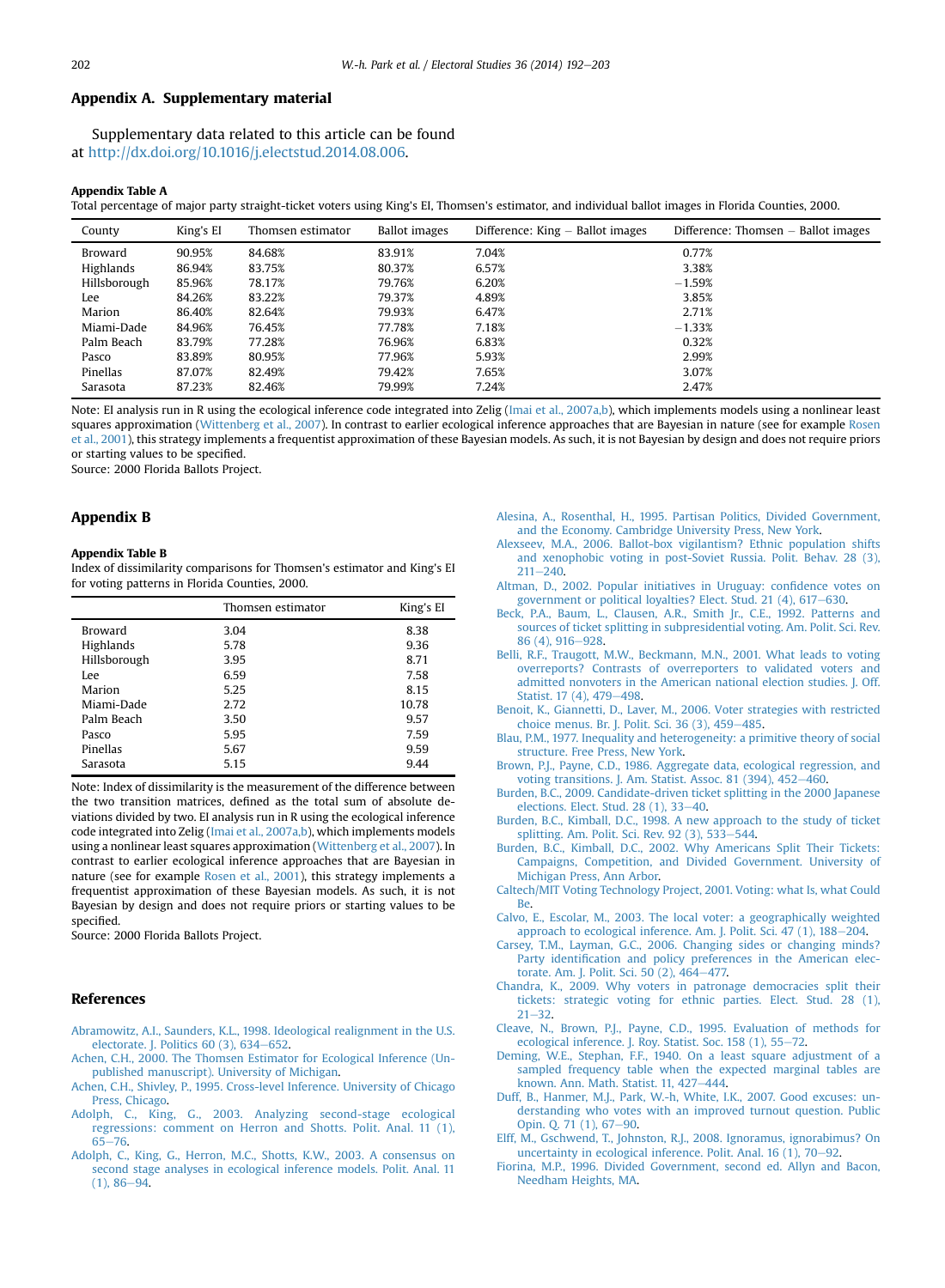## Appendix A. Supplementary material

Supplementary data related to this article can be found at http://dx.doi.org/10.1016/j.electstud.2014.08.006.

**Appendix Table A**

Total percentage of major party straight-ticket voters using King's EI, Thomsen's estimator, and individual ballot images in Florida Counties, 2000.

| County | King's EI | Thomsen estimator | Ballot images | Difference: King − Ballot images | Difference: Thomsen − Ballot images |
|---|---|---|---|---|---|
| Broward | 90.95% | 84.68% | 83.91% | 7.04% | 0.77% |
| Highlands | 86.94% | 83.75% | 80.37% | 6.57% | 3.38% |
| Hillsborough | 85.96% | 78.17% | 79.76% | 6.20% | −1.59% |
| Lee | 84.26% | 83.22% | 79.37% | 4.89% | 3.85% |
| Marion | 86.40% | 82.64% | 79.93% | 6.47% | 2.71% |
| Miami-Dade | 84.96% | 76.45% | 77.78% | 7.18% | −1.33% |
| Palm Beach | 83.79% | 77.28% | 76.96% | 6.83% | 0.32% |
| Pasco | 83.89% | 80.95% | 77.96% | 5.93% | 2.99% |
| Pinellas | 87.07% | 82.49% | 79.42% | 7.65% | 3.07% |
| Sarasota | 87.23% | 82.46% | 79.99% | 7.24% | 2.47% |

Note: EI analysis run in R using the ecological inference code integrated into Zelig (Imai et al., 2007a,b), which implements models using a nonlinear least squares approximation (Wittenberg et al., 2007). In contrast to earlier ecological inference approaches that are Bayesian in nature (see for example Rosen et al., 2001), this strategy implements a frequentist approximation of these Bayesian models. As such, it is not Bayesian by design and does not require priors or starting values to be specified.
Source: 2000 Florida Ballots Project.

## Appendix B

**Appendix Table B**

Index of dissimilarity comparisons for Thomsen's estimator and King's EI for voting patterns in Florida Counties, 2000.

| | Thomsen estimator | King's EI |
|---|---|---|
| Broward | 3.04 | 8.38 |
| Highlands | 5.78 | 9.36 |
| Hillsborough | 3.95 | 8.71 |
| Lee | 6.59 | 7.58 |
| Marion | 5.25 | 8.15 |
| Miami-Dade | 2.72 | 10.78 |
| Palm Beach | 3.50 | 9.57 |
| Pasco | 5.95 | 7.59 |
| Pinellas | 5.67 | 9.59 |
| Sarasota | 5.15 | 9.44 |

Note: Index of dissimilarity is the measurement of the difference between the two transition matrices, defined as the total sum of absolute deviations divided by two. EI analysis run in R using the ecological inference code integrated into Zelig (Imai et al., 2007a,b), which implements models using a nonlinear least squares approximation (Wittenberg et al., 2007). In contrast to earlier ecological inference approaches that are Bayesian in nature (see for example Rosen et al., 2001), this strategy implements a frequentist approximation of these Bayesian models. As such, it is not Bayesian by design and does not require priors or starting values to be specified.
Source: 2000 Florida Ballots Project.

## References

Abramowitz, A.I., Saunders, K.L., 1998. Ideological realignment in the U.S. electorate. J. Politics 60 (3), 634–652.

Achen, C.H., 2000. The Thomsen Estimator for Ecological Inference (Unpublished manuscript). University of Michigan.

Achen, C.H., Shivley, P., 1995. Cross-level Inference. University of Chicago Press, Chicago.

Adolph, C., King, G., 2003. Analyzing second-stage ecological regressions: comment on Herron and Shotts. Polit. Anal. 11 (1), 65–76.

Adolph, C., King, G., Herron, M.C., Shotts, K.W., 2003. A consensus on second stage analyses in ecological inference models. Polit. Anal. 11 (1), 86–94.

Alesina, A., Rosenthal, H., 1995. Partisan Politics, Divided Government, and the Economy. Cambridge University Press, New York.

Alexseev, M.A., 2006. Ballot-box vigilantism? Ethnic population shifts and xenophobic voting in post-Soviet Russia. Polit. Behav. 28 (3), 211–240.

Altman, D., 2002. Popular initiatives in Uruguay: confidence votes on government or political loyalties? Elect. Stud. 21 (4), 617–630.

Beck, P.A., Baum, L., Clausen, A.R., Smith Jr., C.E., 1992. Patterns and sources of ticket splitting in subpresidential voting. Am. Polit. Sci. Rev. 86 (4), 916–928.

Belli, R.F., Traugott, M.W., Beckmann, M.N., 2001. What leads to voting overreports? Contrasts of overreporters to validated voters and admitted nonvoters in the American national election studies. J. Off. Statist. 17 (4), 479–498.

Benoit, K., Giannetti, D., Laver, M., 2006. Voter strategies with restricted choice menus. Br. J. Polit. Sci. 36 (3), 459–485.

Blau, P.M., 1977. Inequality and heterogeneity: a primitive theory of social structure. Free Press, New York.

Brown, P.J., Payne, C.D., 1986. Aggregate data, ecological regression, and voting transitions. J. Am. Statist. Assoc. 81 (394), 452–460.

Burden, B.C., 2009. Candidate-driven ticket splitting in the 2000 Japanese elections. Elect. Stud. 28 (1), 33–40.

Burden, B.C., Kimball, D.C., 1998. A new approach to the study of ticket splitting. Am. Polit. Sci. Rev. 92 (3), 533–544.

Burden, B.C., Kimball, D.C., 2002. Why Americans Split Their Tickets: Campaigns, Competition, and Divided Government. University of Michigan Press, Ann Arbor.

Caltech/MIT Voting Technology Project, 2001. Voting: what Is, what Could Be.

Calvo, E., Escolar, M., 2003. The local voter: a geographically weighted approach to ecological inference. Am. J. Polit. Sci. 47 (1), 188–204.

Carsey, T.M., Layman, G.C., 2006. Changing sides or changing minds? Party identification and policy preferences in the American electorate. Am. J. Polit. Sci. 50 (2), 464–477.

Chandra, K., 2009. Why voters in patronage democracies split their tickets: strategic voting for ethnic parties. Elect. Stud. 28 (1), 21–32.

Cleave, N., Brown, P.J., Payne, C.D., 1995. Evaluation of methods for ecological inference. J. Roy. Statist. Soc. 158 (1), 55–72.

Deming, W.E., Stephan, F.F., 1940. On a least square adjustment of a sampled frequency table when the expected marginal tables are known. Ann. Math. Statist. 11, 427–444.

Duff, B., Hanmer, M.J., Park, W.-h, White, I.K., 2007. Good excuses: understanding who votes with an improved turnout question. Public Opin. Q. 71 (1), 67–90.

Elff, M., Gschwend, T., Johnston, R.J., 2008. Ignoramus, ignorabimus? On uncertainty in ecological inference. Polit. Anal. 16 (1), 70–92.

Fiorina, M.P., 1996. Divided Government, second ed. Allyn and Bacon, Needham Heights, MA.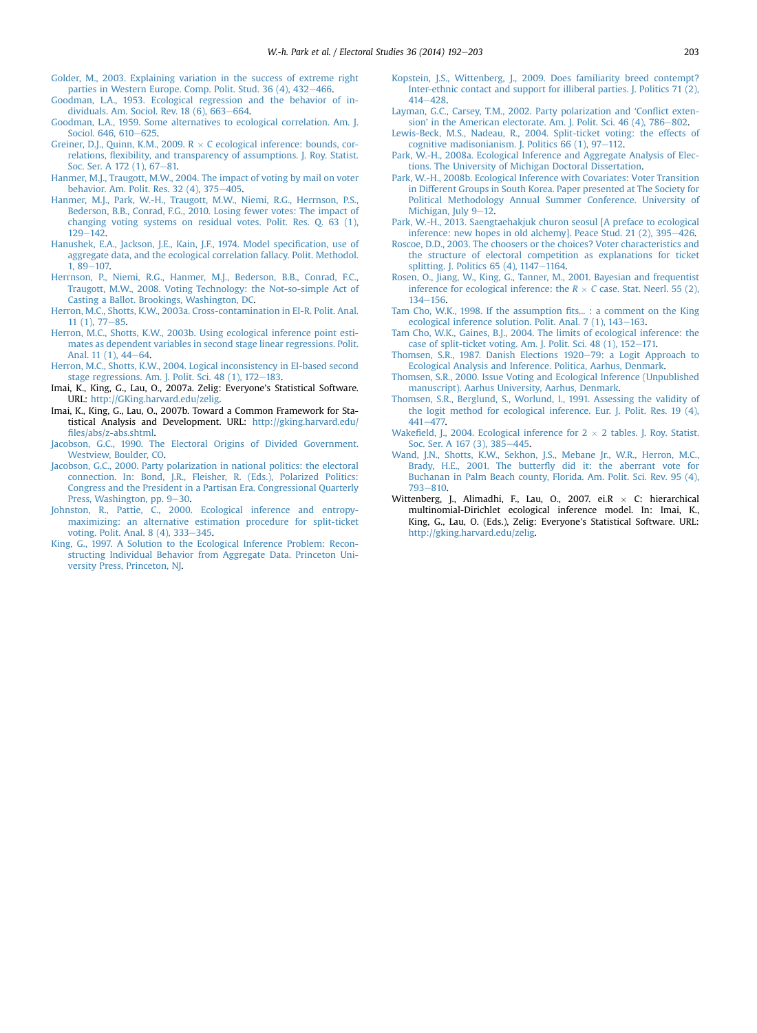Golder, M., 2003. Explaining variation in the success of extreme right parties in Western Europe. Comp. Polit. Stud. 36 (4), 432–466.

Goodman, L.A., 1953. Ecological regression and the behavior of individuals. Am. Sociol. Rev. 18 (6), 663–664.

Goodman, L.A., 1959. Some alternatives to ecological correlation. Am. J. Sociol. 646, 610–625.

Greiner, D.J., Quinn, K.M., 2009. R × C ecological inference: bounds, correlations, flexibility, and transparency of assumptions. J. Roy. Statist. Soc. Ser. A 172 (1), 67–81.

Hanmer, M.J., Traugott, M.W., 2004. The impact of voting by mail on voter behavior. Am. Polit. Res. 32 (4), 375–405.

Hanmer, M.J., Park, W.-H., Traugott, M.W., Niemi, R.G., Herrnson, P.S., Bederson, B.B., Conrad, F.G., 2010. Losing fewer votes: The impact of changing voting systems on residual votes. Polit. Res. Q. 63 (1), 129–142.

Hanushek, E.A., Jackson, J.E., Kain, J.F., 1974. Model specification, use of aggregate data, and the ecological correlation fallacy. Polit. Methodol. 1, 89–107.

Herrnson, P., Niemi, R.G., Hanmer, M.J., Bederson, B.B., Conrad, F.C., Traugott, M.W., 2008. Voting Technology: the Not-so-simple Act of Casting a Ballot. Brookings, Washington, DC.

Herron, M.C., Shotts, K.W., 2003a. Cross-contamination in EI-R. Polit. Anal. 11 (1), 77–85.

Herron, M.C., Shotts, K.W., 2003b. Using ecological inference point estimates as dependent variables in second stage linear regressions. Polit. Anal. 11 (1), 44–64.

Herron, M.C., Shotts, K.W., 2004. Logical inconsistency in EI-based second stage regressions. Am. J. Polit. Sci. 48 (1), 172–183.

Imai, K., King, G., Lau, O., 2007a. Zelig: Everyone's Statistical Software. URL: http://GKing.harvard.edu/zelig.

Imai, K., King, G., Lau, O., 2007b. Toward a Common Framework for Statistical Analysis and Development. URL: http://gking.harvard.edu/files/abs/z-abs.shtml.

Jacobson, G.C., 1990. The Electoral Origins of Divided Government. Westview, Boulder, CO.

Jacobson, G.C., 2000. Party polarization in national politics: the electoral connection. In: Bond, J.R., Fleisher, R. (Eds.), Polarized Politics: Congress and the President in a Partisan Era. Congressional Quarterly Press, Washington, pp. 9–30.

Johnston, R., Pattie, C., 2000. Ecological inference and entropy-maximizing: an alternative estimation procedure for split-ticket voting. Polit. Anal. 8 (4), 333–345.

King, G., 1997. A Solution to the Ecological Inference Problem: Reconstructing Individual Behavior from Aggregate Data. Princeton University Press, Princeton, NJ.

Kopstein, J.S., Wittenberg, J., 2009. Does familiarity breed contempt? Inter-ethnic contact and support for illiberal parties. J. Politics 71 (2), 414–428.

Layman, G.C., Carsey, T.M., 2002. Party polarization and 'Conflict extension' in the American electorate. Am. J. Polit. Sci. 46 (4), 786–802.

Lewis-Beck, M.S., Nadeau, R., 2004. Split-ticket voting: the effects of cognitive madisonianism. J. Politics 66 (1), 97–112.

Park, W.-H., 2008a. Ecological Inference and Aggregate Analysis of Elections. The University of Michigan Doctoral Dissertation.

Park, W.-H., 2008b. Ecological Inference with Covariates: Voter Transition in Different Groups in South Korea. Paper presented at The Society for Political Methodology Annual Summer Conference. University of Michigan, July 9–12.

Park, W.-H., 2013. Saengtaehakjuk churon seosul [A preface to ecological inference: new hopes in old alchemy]. Peace Stud. 21 (2), 395–426.

Roscoe, D.D., 2003. The choosers or the choices? Voter characteristics and the structure of electoral competition as explanations for ticket splitting. J. Politics 65 (4), 1147–1164.

Rosen, O., Jiang, W., King, G., Tanner, M., 2001. Bayesian and frequentist inference for ecological inference: the *R* × *C* case. Stat. Neerl. 55 (2), 134–156.

Tam Cho, W.K., 1998. If the assumption fits… : a comment on the King ecological inference solution. Polit. Anal. 7 (1), 143–163.

Tam Cho, W.K., Gaines, B.J., 2004. The limits of ecological inference: the case of split-ticket voting. Am. J. Polit. Sci. 48 (1), 152–171.

Thomsen, S.R., 1987. Danish Elections 1920–79: a Logit Approach to Ecological Analysis and Inference. Politica, Aarhus, Denmark.

Thomsen, S.R., 2000. Issue Voting and Ecological Inference (Unpublished manuscript). Aarhus University, Aarhus, Denmark.

Thomsen, S.R., Berglund, S., Worlund, I., 1991. Assessing the validity of the logit method for ecological inference. Eur. J. Polit. Res. 19 (4), 441–477.

Wakefield, J., 2004. Ecological inference for 2 × 2 tables. J. Roy. Statist. Soc. Ser. A 167 (3), 385–445.

Wand, J.N., Shotts, K.W., Sekhon, J.S., Mebane Jr., W.R., Herron, M.C., Brady, H.E., 2001. The butterfly did it: the aberrant vote for Buchanan in Palm Beach county, Florida. Am. Polit. Sci. Rev. 95 (4), 793–810.

Wittenberg, J., Alimadhi, F., Lau, O., 2007. ei.R × C: hierarchical multinomial-Dirichlet ecological inference model. In: Imai, K., King, G., Lau, O. (Eds.), Zelig: Everyone's Statistical Software. URL: http://gking.harvard.edu/zelig.